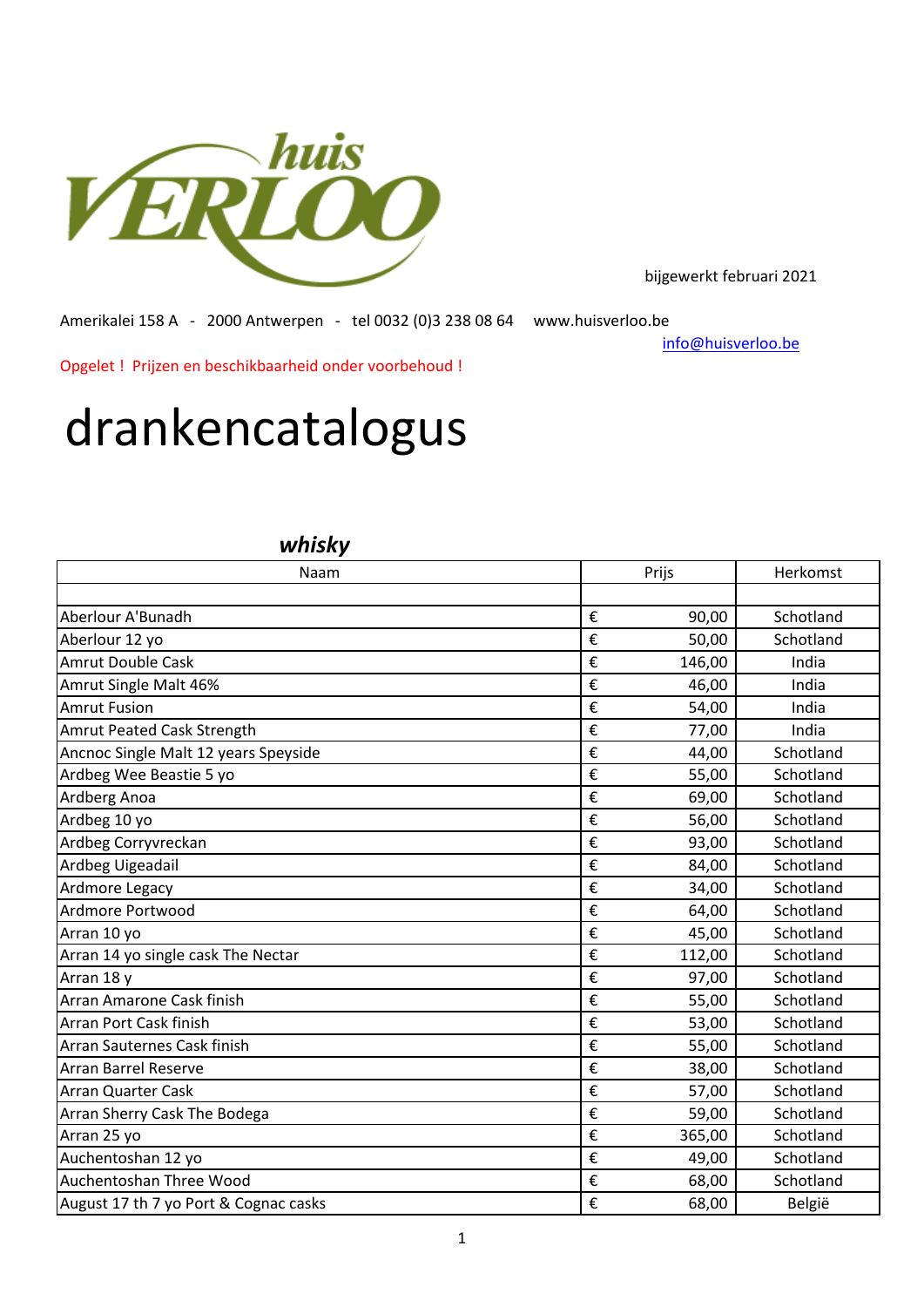huis VERLOO

bijgewerkt februari 2021

Amerikalei 158 A - 2000 Antwerpen - tel 0032 (0)3 238 08 64 www.huisverloo.be

info@huisverloo.be

Opgelet ! Prijzen en beschikbaarheid onder voorbehoud !

# drankencatalogus

## *whisky*

| Naam | Prijs | | Herkomst |
|---|---|---|---|
| | | | |
| Aberlour A'Bunadh | € | 90,00 | Schotland |
| Aberlour 12 yo | € | 50,00 | Schotland |
| Amrut Double Cask | € | 146,00 | India |
| Amrut Single Malt 46% | € | 46,00 | India |
| Amrut Fusion | € | 54,00 | India |
| Amrut Peated Cask Strength | € | 77,00 | India |
| Ancnoc Single Malt 12 years Speyside | € | 44,00 | Schotland |
| Ardbeg Wee Beastie 5 yo | € | 55,00 | Schotland |
| Ardberg Anoa | € | 69,00 | Schotland |
| Ardbeg 10 yo | € | 56,00 | Schotland |
| Ardbeg Corryvreckan | € | 93,00 | Schotland |
| Ardbeg Uigeadail | € | 84,00 | Schotland |
| Ardmore Legacy | € | 34,00 | Schotland |
| Ardmore Portwood | € | 64,00 | Schotland |
| Arran 10 yo | € | 45,00 | Schotland |
| Arran 14 yo single cask The Nectar | € | 112,00 | Schotland |
| Arran 18 y | € | 97,00 | Schotland |
| Arran Amarone Cask finish | € | 55,00 | Schotland |
| Arran Port Cask finish | € | 53,00 | Schotland |
| Arran Sauternes Cask finish | € | 55,00 | Schotland |
| Arran Barrel Reserve | € | 38,00 | Schotland |
| Arran Quarter Cask | € | 57,00 | Schotland |
| Arran Sherry Cask The Bodega | € | 59,00 | Schotland |
| Arran 25 yo | € | 365,00 | Schotland |
| Auchentoshan 12 yo | € | 49,00 | Schotland |
| Auchentoshan Three Wood | € | 68,00 | Schotland |
| August 17 th 7 yo Port & Cognac casks | € | 68,00 | België |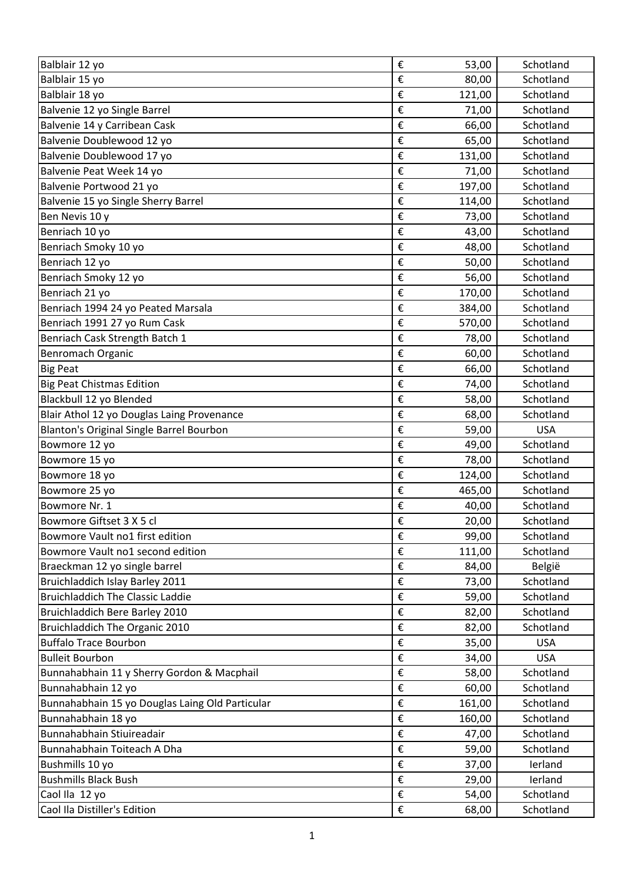| | | | |
|---|---|---|---|
| Balblair 12 yo | € | 53,00 | Schotland |
| Balblair 15 yo | € | 80,00 | Schotland |
| Balblair 18 yo | € | 121,00 | Schotland |
| Balvenie 12 yo Single Barrel | € | 71,00 | Schotland |
| Balvenie 14 y Carribean Cask | € | 66,00 | Schotland |
| Balvenie Doublewood 12 yo | € | 65,00 | Schotland |
| Balvenie Doublewood 17 yo | € | 131,00 | Schotland |
| Balvenie Peat Week 14 yo | € | 71,00 | Schotland |
| Balvenie Portwood 21 yo | € | 197,00 | Schotland |
| Balvenie 15 yo Single Sherry Barrel | € | 114,00 | Schotland |
| Ben Nevis 10 y | € | 73,00 | Schotland |
| Benriach 10 yo | € | 43,00 | Schotland |
| Benriach Smoky 10 yo | € | 48,00 | Schotland |
| Benriach 12 yo | € | 50,00 | Schotland |
| Benriach Smoky 12 yo | € | 56,00 | Schotland |
| Benriach 21 yo | € | 170,00 | Schotland |
| Benriach 1994 24 yo Peated Marsala | € | 384,00 | Schotland |
| Benriach 1991 27 yo Rum Cask | € | 570,00 | Schotland |
| Benriach Cask Strength Batch 1 | € | 78,00 | Schotland |
| Benromach Organic | € | 60,00 | Schotland |
| Big Peat | € | 66,00 | Schotland |
| Big Peat Chistmas Edition | € | 74,00 | Schotland |
| Blackbull 12 yo Blended | € | 58,00 | Schotland |
| Blair Athol 12 yo Douglas Laing Provenance | € | 68,00 | Schotland |
| Blanton's Original Single Barrel Bourbon | € | 59,00 | USA |
| Bowmore 12 yo | € | 49,00 | Schotland |
| Bowmore 15 yo | € | 78,00 | Schotland |
| Bowmore 18 yo | € | 124,00 | Schotland |
| Bowmore 25 yo | € | 465,00 | Schotland |
| Bowmore Nr. 1 | € | 40,00 | Schotland |
| Bowmore Giftset 3 X 5 cl | € | 20,00 | Schotland |
| Bowmore Vault no1 first edition | € | 99,00 | Schotland |
| Bowmore Vault no1 second edition | € | 111,00 | Schotland |
| Braeckman 12 yo single barrel | € | 84,00 | België |
| Bruichladdich Islay Barley 2011 | € | 73,00 | Schotland |
| Bruichladdich The Classic Laddie | € | 59,00 | Schotland |
| Bruichladdich Bere Barley 2010 | € | 82,00 | Schotland |
| Bruichladdich The Organic 2010 | € | 82,00 | Schotland |
| Buffalo Trace Bourbon | € | 35,00 | USA |
| Bulleit Bourbon | € | 34,00 | USA |
| Bunnahabhain 11 y Sherry Gordon & Macphail | € | 58,00 | Schotland |
| Bunnahabhain 12 yo | € | 60,00 | Schotland |
| Bunnahabhain 15 yo Douglas Laing Old Particular | € | 161,00 | Schotland |
| Bunnahabhain 18 yo | € | 160,00 | Schotland |
| Bunnahabhain Stiuireadair | € | 47,00 | Schotland |
| Bunnahabhain Toiteach A Dha | € | 59,00 | Schotland |
| Bushmills 10 yo | € | 37,00 | Ierland |
| Bushmills Black Bush | € | 29,00 | Ierland |
| Caol Ila 12 yo | € | 54,00 | Schotland |
| Caol Ila Distiller's Edition | € | 68,00 | Schotland |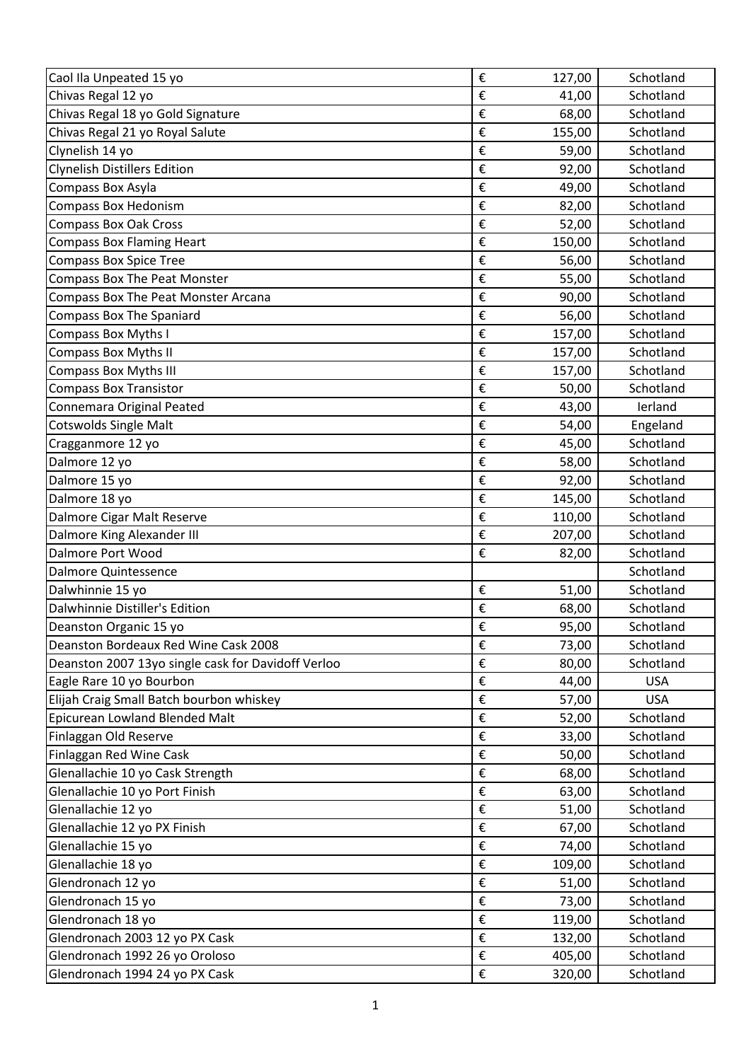| | | | |
|---|---|---|---|
| Caol Ila Unpeated 15 yo | € | 127,00 | Schotland |
| Chivas Regal 12 yo | € | 41,00 | Schotland |
| Chivas Regal 18 yo Gold Signature | € | 68,00 | Schotland |
| Chivas Regal 21 yo Royal Salute | € | 155,00 | Schotland |
| Clynelish 14 yo | € | 59,00 | Schotland |
| Clynelish Distillers Edition | € | 92,00 | Schotland |
| Compass Box Asyla | € | 49,00 | Schotland |
| Compass Box Hedonism | € | 82,00 | Schotland |
| Compass Box Oak Cross | € | 52,00 | Schotland |
| Compass Box Flaming Heart | € | 150,00 | Schotland |
| Compass Box Spice Tree | € | 56,00 | Schotland |
| Compass Box The Peat Monster | € | 55,00 | Schotland |
| Compass Box The Peat Monster Arcana | € | 90,00 | Schotland |
| Compass Box The Spaniard | € | 56,00 | Schotland |
| Compass Box Myths I | € | 157,00 | Schotland |
| Compass Box Myths II | € | 157,00 | Schotland |
| Compass Box Myths III | € | 157,00 | Schotland |
| Compass Box Transistor | € | 50,00 | Schotland |
| Connemara Original Peated | € | 43,00 | Ierland |
| Cotswolds Single Malt | € | 54,00 | Engeland |
| Cragganmore 12 yo | € | 45,00 | Schotland |
| Dalmore 12 yo | € | 58,00 | Schotland |
| Dalmore 15 yo | € | 92,00 | Schotland |
| Dalmore 18 yo | € | 145,00 | Schotland |
| Dalmore Cigar Malt Reserve | € | 110,00 | Schotland |
| Dalmore King Alexander III | € | 207,00 | Schotland |
| Dalmore Port Wood | € | 82,00 | Schotland |
| Dalmore Quintessence | | | Schotland |
| Dalwhinnie 15 yo | € | 51,00 | Schotland |
| Dalwhinnie Distiller's Edition | € | 68,00 | Schotland |
| Deanston Organic 15 yo | € | 95,00 | Schotland |
| Deanston Bordeaux Red Wine Cask 2008 | € | 73,00 | Schotland |
| Deanston 2007 13yo single cask for Davidoff Verloo | € | 80,00 | Schotland |
| Eagle Rare 10 yo Bourbon | € | 44,00 | USA |
| Elijah Craig Small Batch bourbon whiskey | € | 57,00 | USA |
| Epicurean Lowland Blended Malt | € | 52,00 | Schotland |
| Finlaggan Old Reserve | € | 33,00 | Schotland |
| Finlaggan Red Wine Cask | € | 50,00 | Schotland |
| Glenallachie 10 yo Cask Strength | € | 68,00 | Schotland |
| Glenallachie 10 yo Port Finish | € | 63,00 | Schotland |
| Glenallachie 12 yo | € | 51,00 | Schotland |
| Glenallachie 12 yo PX Finish | € | 67,00 | Schotland |
| Glenallachie 15 yo | € | 74,00 | Schotland |
| Glenallachie 18 yo | € | 109,00 | Schotland |
| Glendronach 12 yo | € | 51,00 | Schotland |
| Glendronach 15 yo | € | 73,00 | Schotland |
| Glendronach 18 yo | € | 119,00 | Schotland |
| Glendronach 2003 12 yo PX Cask | € | 132,00 | Schotland |
| Glendronach 1992 26 yo Oroloso | € | 405,00 | Schotland |
| Glendronach 1994 24 yo PX Cask | € | 320,00 | Schotland |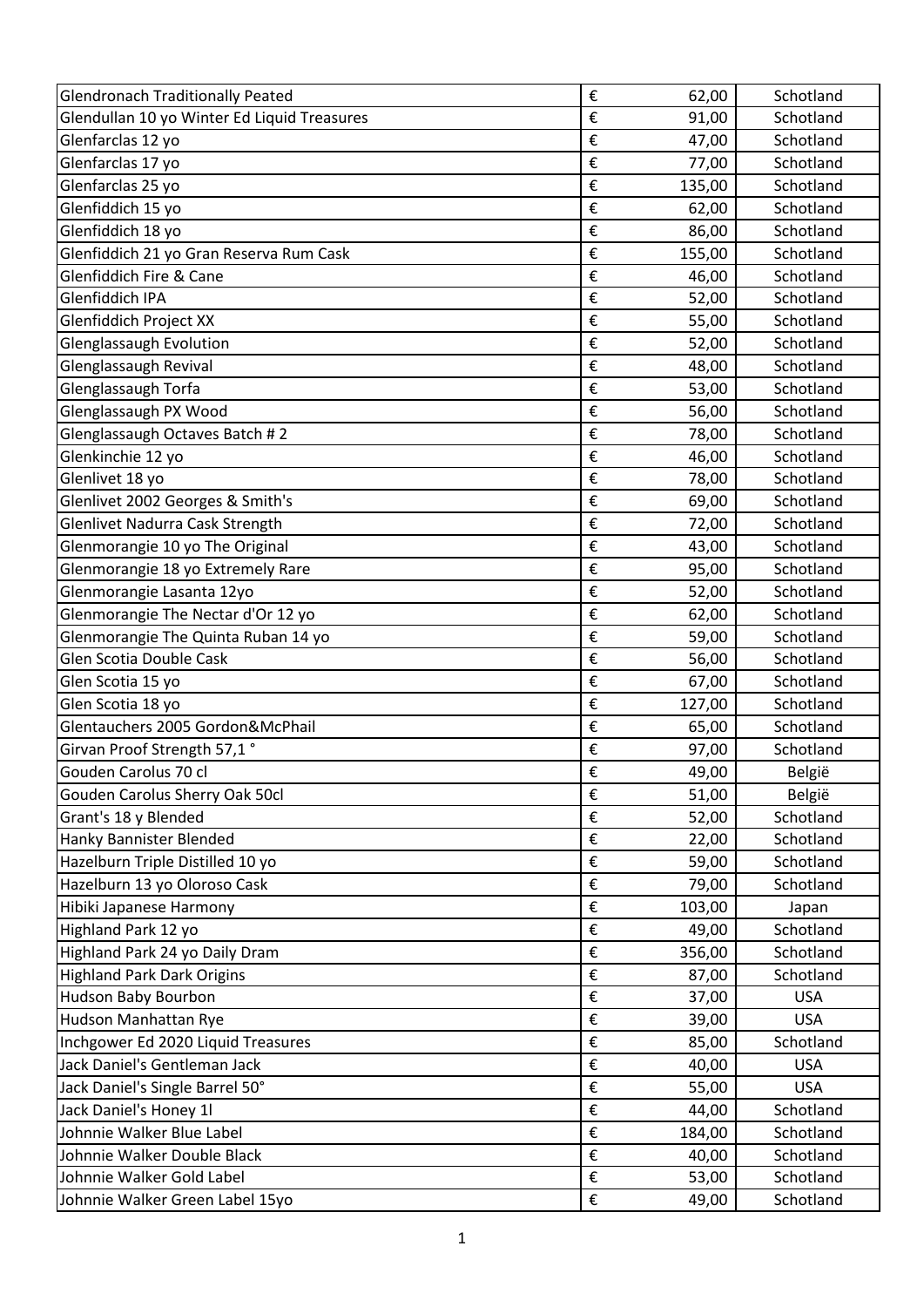| | | | |
|---|---|---|---|
| Glendronach Traditionally Peated | € | 62,00 | Schotland |
| Glendullan 10 yo Winter Ed Liquid Treasures | € | 91,00 | Schotland |
| Glenfarclas 12 yo | € | 47,00 | Schotland |
| Glenfarclas 17 yo | € | 77,00 | Schotland |
| Glenfarclas 25 yo | € | 135,00 | Schotland |
| Glenfiddich 15 yo | € | 62,00 | Schotland |
| Glenfiddich 18 yo | € | 86,00 | Schotland |
| Glenfiddich 21 yo Gran Reserva Rum Cask | € | 155,00 | Schotland |
| Glenfiddich Fire & Cane | € | 46,00 | Schotland |
| Glenfiddich IPA | € | 52,00 | Schotland |
| Glenfiddich Project XX | € | 55,00 | Schotland |
| Glenglassaugh Evolution | € | 52,00 | Schotland |
| Glenglassaugh Revival | € | 48,00 | Schotland |
| Glenglassaugh Torfa | € | 53,00 | Schotland |
| Glenglassaugh PX Wood | € | 56,00 | Schotland |
| Glenglassaugh Octaves Batch # 2 | € | 78,00 | Schotland |
| Glenkinchie 12 yo | € | 46,00 | Schotland |
| Glenlivet 18 yo | € | 78,00 | Schotland |
| Glenlivet 2002 Georges & Smith's | € | 69,00 | Schotland |
| Glenlivet Nadurra Cask Strength | € | 72,00 | Schotland |
| Glenmorangie 10 yo The Original | € | 43,00 | Schotland |
| Glenmorangie 18 yo Extremely Rare | € | 95,00 | Schotland |
| Glenmorangie Lasanta 12yo | € | 52,00 | Schotland |
| Glenmorangie The Nectar d'Or 12 yo | € | 62,00 | Schotland |
| Glenmorangie The Quinta Ruban 14 yo | € | 59,00 | Schotland |
| Glen Scotia Double Cask | € | 56,00 | Schotland |
| Glen Scotia 15 yo | € | 67,00 | Schotland |
| Glen Scotia 18 yo | € | 127,00 | Schotland |
| Glentauchers 2005 Gordon&McPhail | € | 65,00 | Schotland |
| Girvan Proof Strength 57,1 ° | € | 97,00 | Schotland |
| Gouden Carolus 70 cl | € | 49,00 | België |
| Gouden Carolus Sherry Oak 50cl | € | 51,00 | België |
| Grant's 18 y Blended | € | 52,00 | Schotland |
| Hanky Bannister Blended | € | 22,00 | Schotland |
| Hazelburn Triple Distilled 10 yo | € | 59,00 | Schotland |
| Hazelburn 13 yo Oloroso Cask | € | 79,00 | Schotland |
| Hibiki Japanese Harmony | € | 103,00 | Japan |
| Highland Park 12 yo | € | 49,00 | Schotland |
| Highland Park 24 yo Daily Dram | € | 356,00 | Schotland |
| Highland Park Dark Origins | € | 87,00 | Schotland |
| Hudson Baby Bourbon | € | 37,00 | USA |
| Hudson Manhattan Rye | € | 39,00 | USA |
| Inchgower Ed 2020 Liquid Treasures | € | 85,00 | Schotland |
| Jack Daniel's Gentleman Jack | € | 40,00 | USA |
| Jack Daniel's Single Barrel 50° | € | 55,00 | USA |
| Jack Daniel's Honey 1l | € | 44,00 | Schotland |
| Johnnie Walker Blue Label | € | 184,00 | Schotland |
| Johnnie Walker Double Black | € | 40,00 | Schotland |
| Johnnie Walker Gold Label | € | 53,00 | Schotland |
| Johnnie Walker Green Label 15yo | € | 49,00 | Schotland |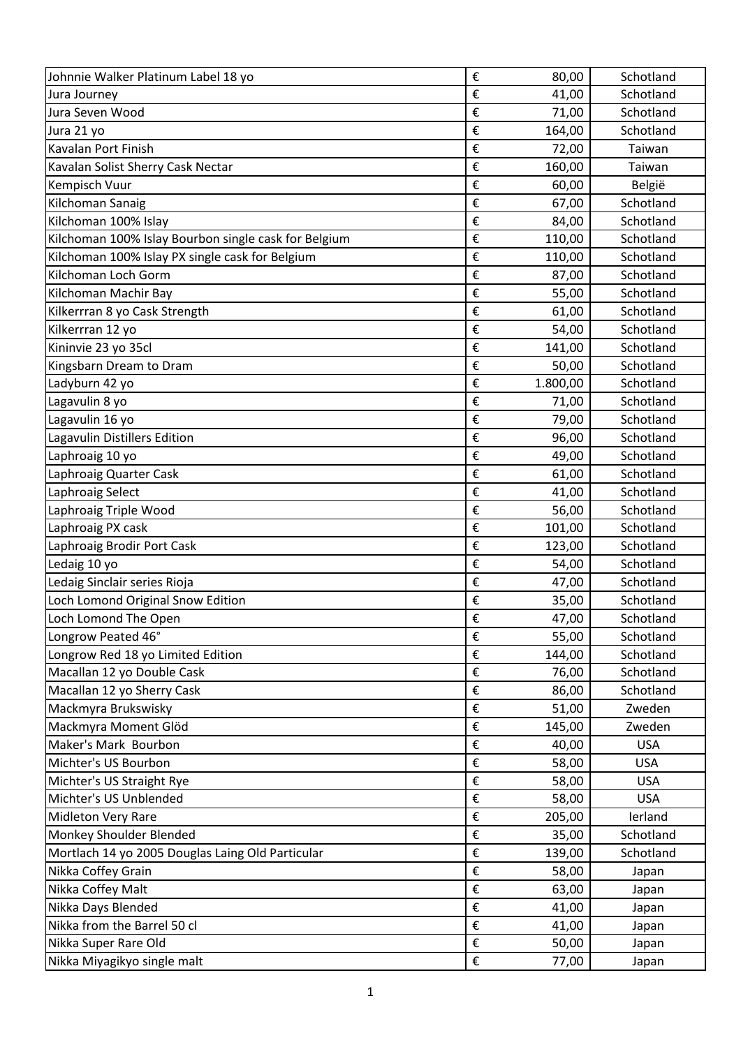| | | | |
|---|---|---|---|
| Johnnie Walker Platinum Label 18 yo | € | 80,00 | Schotland |
| Jura Journey | € | 41,00 | Schotland |
| Jura Seven Wood | € | 71,00 | Schotland |
| Jura 21 yo | € | 164,00 | Schotland |
| Kavalan Port Finish | € | 72,00 | Taiwan |
| Kavalan Solist Sherry Cask Nectar | € | 160,00 | Taiwan |
| Kempisch Vuur | € | 60,00 | België |
| Kilchoman Sanaig | € | 67,00 | Schotland |
| Kilchoman 100% Islay | € | 84,00 | Schotland |
| Kilchoman 100% Islay Bourbon single cask for Belgium | € | 110,00 | Schotland |
| Kilchoman 100% Islay PX single cask for Belgium | € | 110,00 | Schotland |
| Kilchoman Loch Gorm | € | 87,00 | Schotland |
| Kilchoman Machir Bay | € | 55,00 | Schotland |
| Kilkerrran 8 yo Cask Strength | € | 61,00 | Schotland |
| Kilkerrran 12 yo | € | 54,00 | Schotland |
| Kininvie 23 yo 35cl | € | 141,00 | Schotland |
| Kingsbarn Dream to Dram | € | 50,00 | Schotland |
| Ladyburn 42 yo | € | 1.800,00 | Schotland |
| Lagavulin 8 yo | € | 71,00 | Schotland |
| Lagavulin 16 yo | € | 79,00 | Schotland |
| Lagavulin Distillers Edition | € | 96,00 | Schotland |
| Laphroaig 10 yo | € | 49,00 | Schotland |
| Laphroaig Quarter Cask | € | 61,00 | Schotland |
| Laphroaig Select | € | 41,00 | Schotland |
| Laphroaig Triple Wood | € | 56,00 | Schotland |
| Laphroaig PX cask | € | 101,00 | Schotland |
| Laphroaig Brodir Port Cask | € | 123,00 | Schotland |
| Ledaig 10 yo | € | 54,00 | Schotland |
| Ledaig Sinclair series Rioja | € | 47,00 | Schotland |
| Loch Lomond Original Snow Edition | € | 35,00 | Schotland |
| Loch Lomond The Open | € | 47,00 | Schotland |
| Longrow Peated 46° | € | 55,00 | Schotland |
| Longrow Red 18 yo Limited Edition | € | 144,00 | Schotland |
| Macallan 12 yo Double Cask | € | 76,00 | Schotland |
| Macallan 12 yo Sherry Cask | € | 86,00 | Schotland |
| Mackmyra Brukswisky | € | 51,00 | Zweden |
| Mackmyra Moment Glöd | € | 145,00 | Zweden |
| Maker's Mark Bourbon | € | 40,00 | USA |
| Michter's US Bourbon | € | 58,00 | USA |
| Michter's US Straight Rye | € | 58,00 | USA |
| Michter's US Unblended | € | 58,00 | USA |
| Midleton Very Rare | € | 205,00 | Ierland |
| Monkey Shoulder Blended | € | 35,00 | Schotland |
| Mortlach 14 yo 2005 Douglas Laing Old Particular | € | 139,00 | Schotland |
| Nikka Coffey Grain | € | 58,00 | Japan |
| Nikka Coffey Malt | € | 63,00 | Japan |
| Nikka Days Blended | € | 41,00 | Japan |
| Nikka from the Barrel 50 cl | € | 41,00 | Japan |
| Nikka Super Rare Old | € | 50,00 | Japan |
| Nikka Miyagikyo single malt | € | 77,00 | Japan |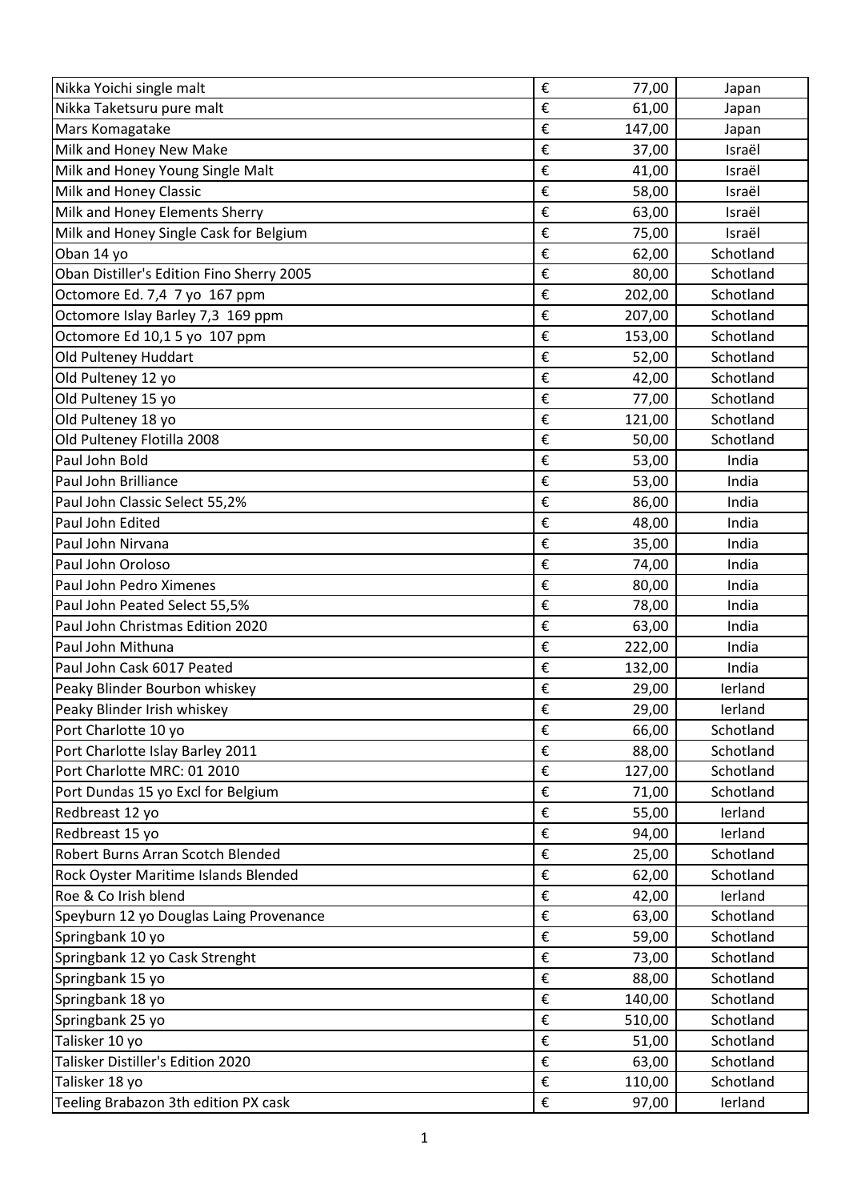| | | | |
|---|---|---|---|
| Nikka Yoichi single malt | € | 77,00 | Japan |
| Nikka Taketsuru pure malt | € | 61,00 | Japan |
| Mars Komagatake | € | 147,00 | Japan |
| Milk and Honey New Make | € | 37,00 | Israël |
| Milk and Honey Young Single Malt | € | 41,00 | Israël |
| Milk and Honey Classic | € | 58,00 | Israël |
| Milk and Honey Elements Sherry | € | 63,00 | Israël |
| Milk and Honey Single Cask for Belgium | € | 75,00 | Israël |
| Oban 14 yo | € | 62,00 | Schotland |
| Oban Distiller's Edition Fino Sherry 2005 | € | 80,00 | Schotland |
| Octomore Ed. 7,4 7 yo 167 ppm | € | 202,00 | Schotland |
| Octomore Islay Barley 7,3 169 ppm | € | 207,00 | Schotland |
| Octomore Ed 10,1 5 yo 107 ppm | € | 153,00 | Schotland |
| Old Pulteney Huddart | € | 52,00 | Schotland |
| Old Pulteney 12 yo | € | 42,00 | Schotland |
| Old Pulteney 15 yo | € | 77,00 | Schotland |
| Old Pulteney 18 yo | € | 121,00 | Schotland |
| Old Pulteney Flotilla 2008 | € | 50,00 | Schotland |
| Paul John Bold | € | 53,00 | India |
| Paul John Brilliance | € | 53,00 | India |
| Paul John Classic Select 55,2% | € | 86,00 | India |
| Paul John Edited | € | 48,00 | India |
| Paul John Nirvana | € | 35,00 | India |
| Paul John Oroloso | € | 74,00 | India |
| Paul John Pedro Ximenes | € | 80,00 | India |
| Paul John Peated Select 55,5% | € | 78,00 | India |
| Paul John Christmas Edition 2020 | € | 63,00 | India |
| Paul John Mithuna | € | 222,00 | India |
| Paul John Cask 6017 Peated | € | 132,00 | India |
| Peaky Blinder Bourbon whiskey | € | 29,00 | Ierland |
| Peaky Blinder Irish whiskey | € | 29,00 | Ierland |
| Port Charlotte 10 yo | € | 66,00 | Schotland |
| Port Charlotte Islay Barley 2011 | € | 88,00 | Schotland |
| Port Charlotte MRC: 01 2010 | € | 127,00 | Schotland |
| Port Dundas 15 yo Excl for Belgium | € | 71,00 | Schotland |
| Redbreast 12 yo | € | 55,00 | Ierland |
| Redbreast 15 yo | € | 94,00 | Ierland |
| Robert Burns Arran Scotch Blended | € | 25,00 | Schotland |
| Rock Oyster Maritime Islands Blended | € | 62,00 | Schotland |
| Roe & Co Irish blend | € | 42,00 | Ierland |
| Speyburn 12 yo Douglas Laing Provenance | € | 63,00 | Schotland |
| Springbank 10 yo | € | 59,00 | Schotland |
| Springbank 12 yo Cask Strenght | € | 73,00 | Schotland |
| Springbank 15 yo | € | 88,00 | Schotland |
| Springbank 18 yo | € | 140,00 | Schotland |
| Springbank 25 yo | € | 510,00 | Schotland |
| Talisker 10 yo | € | 51,00 | Schotland |
| Talisker Distiller's Edition 2020 | € | 63,00 | Schotland |
| Talisker 18 yo | € | 110,00 | Schotland |
| Teeling Brabazon 3th edition PX cask | € | 97,00 | Ierland |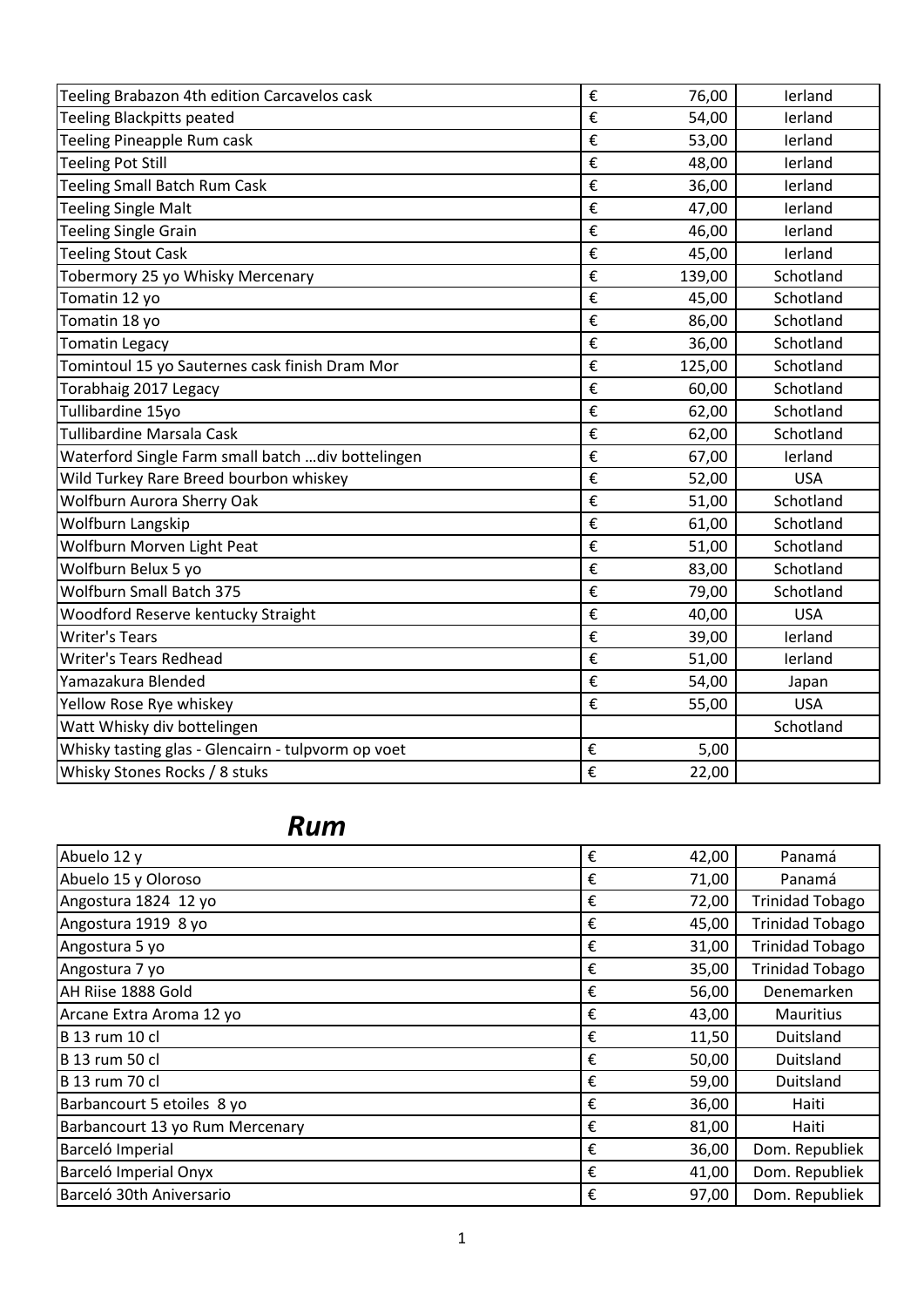| | | | |
|---|---|---|---|
| Teeling Brabazon 4th edition Carcavelos cask | € | 76,00 | Ierland |
| Teeling Blackpitts peated | € | 54,00 | Ierland |
| Teeling Pineapple Rum cask | € | 53,00 | Ierland |
| Teeling Pot Still | € | 48,00 | Ierland |
| Teeling Small Batch Rum Cask | € | 36,00 | Ierland |
| Teeling Single Malt | € | 47,00 | Ierland |
| Teeling Single Grain | € | 46,00 | Ierland |
| Teeling Stout Cask | € | 45,00 | Ierland |
| Tobermory 25 yo Whisky Mercenary | € | 139,00 | Schotland |
| Tomatin 12 yo | € | 45,00 | Schotland |
| Tomatin 18 yo | € | 86,00 | Schotland |
| Tomatin Legacy | € | 36,00 | Schotland |
| Tomintoul 15 yo Sauternes cask finish Dram Mor | € | 125,00 | Schotland |
| Torabhaig 2017 Legacy | € | 60,00 | Schotland |
| Tullibardine 15yo | € | 62,00 | Schotland |
| Tullibardine Marsala Cask | € | 62,00 | Schotland |
| Waterford Single Farm small batch …div bottelingen | € | 67,00 | Ierland |
| Wild Turkey Rare Breed bourbon whiskey | € | 52,00 | USA |
| Wolfburn Aurora Sherry Oak | € | 51,00 | Schotland |
| Wolfburn Langskip | € | 61,00 | Schotland |
| Wolfburn Morven Light Peat | € | 51,00 | Schotland |
| Wolfburn Belux 5 yo | € | 83,00 | Schotland |
| Wolfburn Small Batch 375 | € | 79,00 | Schotland |
| Woodford Reserve kentucky Straight | € | 40,00 | USA |
| Writer's Tears | € | 39,00 | Ierland |
| Writer's Tears Redhead | € | 51,00 | Ierland |
| Yamazakura Blended | € | 54,00 | Japan |
| Yellow Rose Rye whiskey | € | 55,00 | USA |
| Watt Whisky div bottelingen | | | Schotland |
| Whisky tasting glas - Glencairn - tulpvorm op voet | € | 5,00 | |
| Whisky Stones Rocks / 8 stuks | € | 22,00 | |

## ***Rum***

| | | | |
|---|---|---|---|
| Abuelo 12 y | € | 42,00 | Panamá |
| Abuelo 15 y Oloroso | € | 71,00 | Panamá |
| Angostura 1824 12 yo | € | 72,00 | Trinidad Tobago |
| Angostura 1919 8 yo | € | 45,00 | Trinidad Tobago |
| Angostura 5 yo | € | 31,00 | Trinidad Tobago |
| Angostura 7 yo | € | 35,00 | Trinidad Tobago |
| AH Riise 1888 Gold | € | 56,00 | Denemarken |
| Arcane Extra Aroma 12 yo | € | 43,00 | Mauritius |
| B 13 rum 10 cl | € | 11,50 | Duitsland |
| B 13 rum 50 cl | € | 50,00 | Duitsland |
| B 13 rum 70 cl | € | 59,00 | Duitsland |
| Barbancourt 5 etoiles 8 yo | € | 36,00 | Haiti |
| Barbancourt 13 yo Rum Mercenary | € | 81,00 | Haiti |
| Barceló Imperial | € | 36,00 | Dom. Republiek |
| Barceló Imperial Onyx | € | 41,00 | Dom. Republiek |
| Barceló 30th Aniversario | € | 97,00 | Dom. Republiek |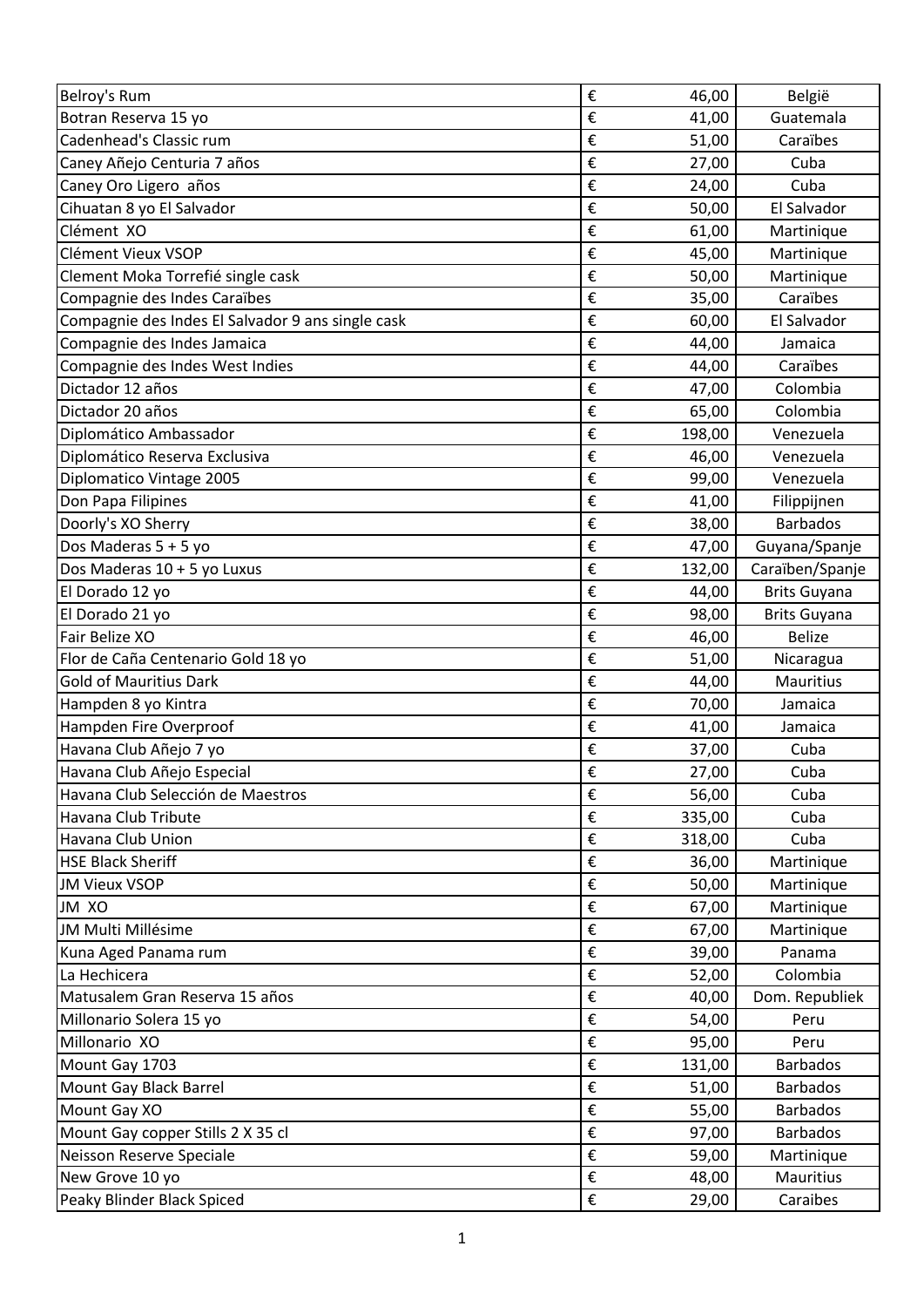| | | | |
|---|---|---|---|
| Belroy's Rum | € | 46,00 | België |
| Botran Reserva 15 yo | € | 41,00 | Guatemala |
| Cadenhead's Classic rum | € | 51,00 | Caraïbes |
| Caney Añejo Centuria 7 años | € | 27,00 | Cuba |
| Caney Oro Ligero  años | € | 24,00 | Cuba |
| Cihuatan 8 yo El Salvador | € | 50,00 | El Salvador |
| Clément  XO | € | 61,00 | Martinique |
| Clément Vieux VSOP | € | 45,00 | Martinique |
| Clement Moka Torrefié single cask | € | 50,00 | Martinique |
| Compagnie des Indes Caraïbes | € | 35,00 | Caraïbes |
| Compagnie des Indes El Salvador 9 ans single cask | € | 60,00 | El Salvador |
| Compagnie des Indes Jamaica | € | 44,00 | Jamaica |
| Compagnie des Indes West Indies | € | 44,00 | Caraïbes |
| Dictador 12 años | € | 47,00 | Colombia |
| Dictador 20 años | € | 65,00 | Colombia |
| Diplomático Ambassador | € | 198,00 | Venezuela |
| Diplomático Reserva Exclusiva | € | 46,00 | Venezuela |
| Diplomatico Vintage 2005 | € | 99,00 | Venezuela |
| Don Papa Filipines | € | 41,00 | Filippijnen |
| Doorly's XO Sherry | € | 38,00 | Barbados |
| Dos Maderas 5 + 5 yo | € | 47,00 | Guyana/Spanje |
| Dos Maderas 10 + 5 yo Luxus | € | 132,00 | Caraïben/Spanje |
| El Dorado 12 yo | € | 44,00 | Brits Guyana |
| El Dorado 21 yo | € | 98,00 | Brits Guyana |
| Fair Belize XO | € | 46,00 | Belize |
| Flor de Caña Centenario Gold 18 yo | € | 51,00 | Nicaragua |
| Gold of Mauritius Dark | € | 44,00 | Mauritius |
| Hampden 8 yo Kintra | € | 70,00 | Jamaica |
| Hampden Fire Overproof | € | 41,00 | Jamaica |
| Havana Club Añejo 7 yo | € | 37,00 | Cuba |
| Havana Club Añejo Especial | € | 27,00 | Cuba |
| Havana Club Selección de Maestros | € | 56,00 | Cuba |
| Havana Club Tribute | € | 335,00 | Cuba |
| Havana Club Union | € | 318,00 | Cuba |
| HSE Black Sheriff | € | 36,00 | Martinique |
| JM Vieux VSOP | € | 50,00 | Martinique |
| JM  XO | € | 67,00 | Martinique |
| JM Multi Millésime | € | 67,00 | Martinique |
| Kuna Aged Panama rum | € | 39,00 | Panama |
| La Hechicera | € | 52,00 | Colombia |
| Matusalem Gran Reserva 15 años | € | 40,00 | Dom. Republiek |
| Millonario Solera 15 yo | € | 54,00 | Peru |
| Millonario  XO | € | 95,00 | Peru |
| Mount Gay 1703 | € | 131,00 | Barbados |
| Mount Gay Black Barrel | € | 51,00 | Barbados |
| Mount Gay XO | € | 55,00 | Barbados |
| Mount Gay copper Stills 2 X 35 cl | € | 97,00 | Barbados |
| Neisson Reserve Speciale | € | 59,00 | Martinique |
| New Grove 10 yo | € | 48,00 | Mauritius |
| Peaky Blinder Black Spiced | € | 29,00 | Caraibes |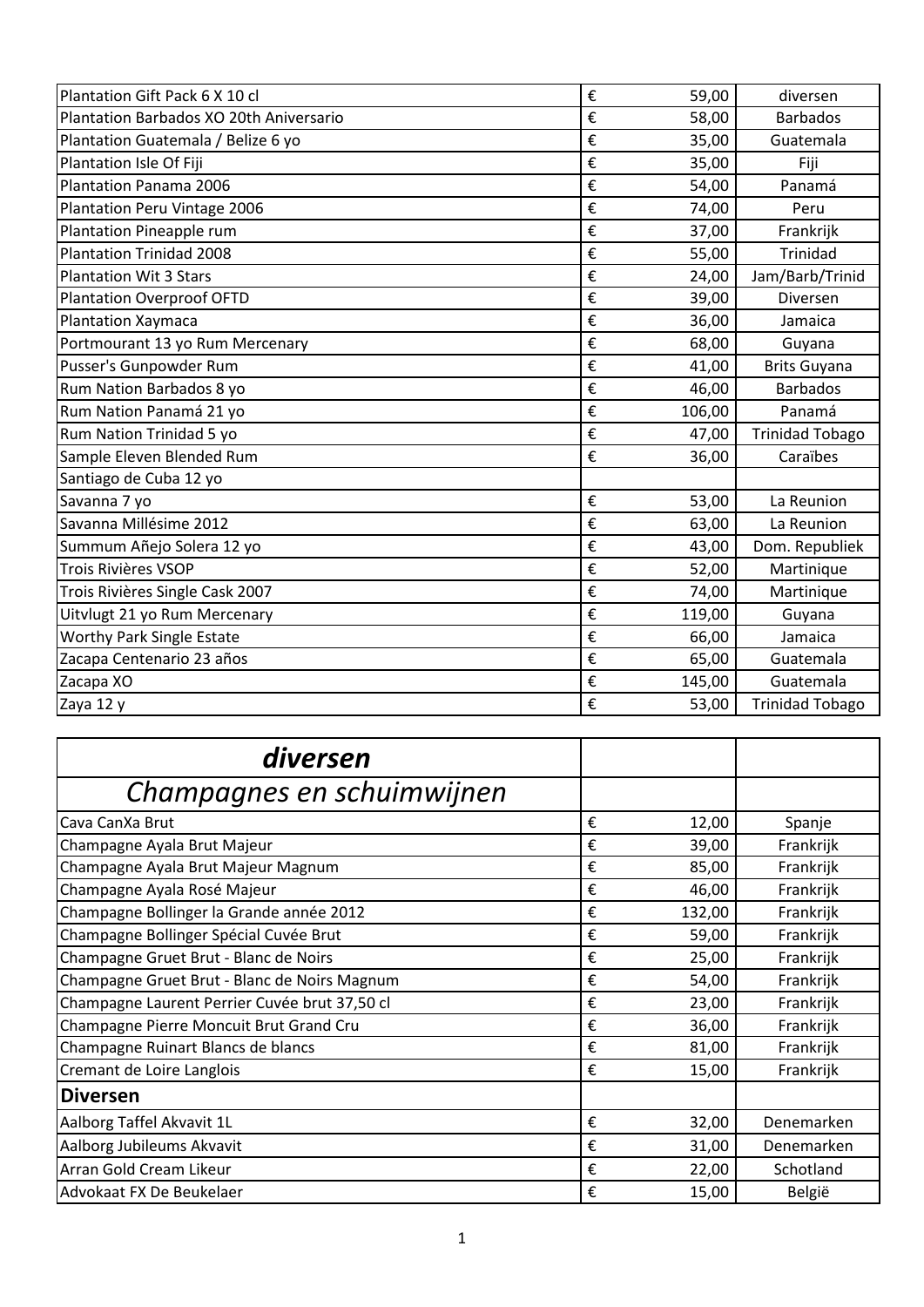| | | | |
|---|---|---|---|
| Plantation Gift Pack 6 X 10 cl | € | 59,00 | diversen |
| Plantation Barbados XO 20th Aniversario | € | 58,00 | Barbados |
| Plantation Guatemala / Belize 6 yo | € | 35,00 | Guatemala |
| Plantation Isle Of Fiji | € | 35,00 | Fiji |
| Plantation Panama 2006 | € | 54,00 | Panamá |
| Plantation Peru Vintage 2006 | € | 74,00 | Peru |
| Plantation Pineapple rum | € | 37,00 | Frankrijk |
| Plantation Trinidad 2008 | € | 55,00 | Trinidad |
| Plantation Wit 3 Stars | € | 24,00 | Jam/Barb/Trinid |
| Plantation Overproof OFTD | € | 39,00 | Diversen |
| Plantation Xaymaca | € | 36,00 | Jamaica |
| Portmourant 13 yo Rum Mercenary | € | 68,00 | Guyana |
| Pusser's Gunpowder Rum | € | 41,00 | Brits Guyana |
| Rum Nation Barbados 8 yo | € | 46,00 | Barbados |
| Rum Nation Panamá 21 yo | € | 106,00 | Panamá |
| Rum Nation Trinidad 5 yo | € | 47,00 | Trinidad Tobago |
| Sample Eleven Blended Rum | € | 36,00 | Caraïbes |
| Santiago de Cuba 12 yo | | | |
| Savanna 7 yo | € | 53,00 | La Reunion |
| Savanna Millésime 2012 | € | 63,00 | La Reunion |
| Summum Añejo Solera 12 yo | € | 43,00 | Dom. Republiek |
| Trois Rivières VSOP | € | 52,00 | Martinique |
| Trois Rivières Single Cask 2007 | € | 74,00 | Martinique |
| Uitvlugt 21 yo Rum Mercenary | € | 119,00 | Guyana |
| Worthy Park Single Estate | € | 66,00 | Jamaica |
| Zacapa Centenario 23 años | € | 65,00 | Guatemala |
| Zacapa XO | € | 145,00 | Guatemala |
| Zaya 12 y | € | 53,00 | Trinidad Tobago |

| | | | |
|---|---|---|---|
| ***diversen*** | | | |
| *Champagnes en schuimwijnen* | | | |
| Cava CanXa Brut | € | 12,00 | Spanje |
| Champagne Ayala Brut Majeur | € | 39,00 | Frankrijk |
| Champagne Ayala Brut Majeur Magnum | € | 85,00 | Frankrijk |
| Champagne Ayala Rosé Majeur | € | 46,00 | Frankrijk |
| Champagne Bollinger la Grande année 2012 | € | 132,00 | Frankrijk |
| Champagne Bollinger Spécial Cuvée Brut | € | 59,00 | Frankrijk |
| Champagne Gruet Brut - Blanc de Noirs | € | 25,00 | Frankrijk |
| Champagne Gruet Brut - Blanc de Noirs Magnum | € | 54,00 | Frankrijk |
| Champagne Laurent Perrier Cuvée brut 37,50 cl | € | 23,00 | Frankrijk |
| Champagne Pierre Moncuit Brut Grand Cru | € | 36,00 | Frankrijk |
| Champagne Ruinart Blancs de blancs | € | 81,00 | Frankrijk |
| Cremant de Loire Langlois | € | 15,00 | Frankrijk |
| **Diversen** | | | |
| Aalborg Taffel Akvavit 1L | € | 32,00 | Denemarken |
| Aalborg Jubileums Akvavit | € | 31,00 | Denemarken |
| Arran Gold Cream Likeur | € | 22,00 | Schotland |
| Advokaat FX De Beukelaer | € | 15,00 | België |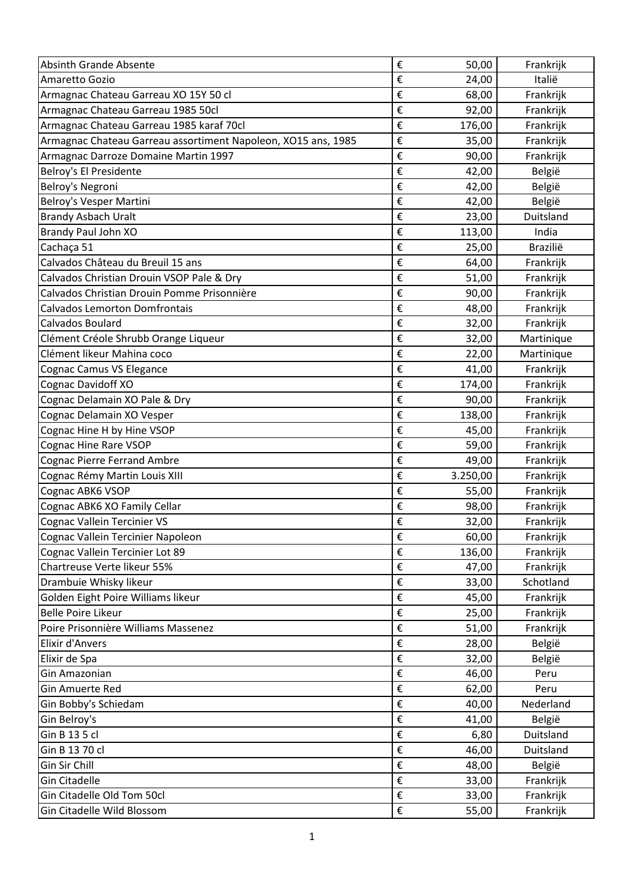| | | | |
|---|---|---|---|
| Absinth Grande Absente | € | 50,00 | Frankrijk |
| Amaretto Gozio | € | 24,00 | Italië |
| Armagnac Chateau Garreau XO 15Y 50 cl | € | 68,00 | Frankrijk |
| Armagnac Chateau Garreau 1985 50cl | € | 92,00 | Frankrijk |
| Armagnac Chateau Garreau 1985 karaf 70cl | € | 176,00 | Frankrijk |
| Armagnac Chateau Garreau assortiment Napoleon, XO15 ans, 1985 | € | 35,00 | Frankrijk |
| Armagnac Darroze Domaine Martin 1997 | € | 90,00 | Frankrijk |
| Belroy's El Presidente | € | 42,00 | België |
| Belroy's Negroni | € | 42,00 | België |
| Belroy's Vesper Martini | € | 42,00 | België |
| Brandy Asbach Uralt | € | 23,00 | Duitsland |
| Brandy Paul John XO | € | 113,00 | India |
| Cachaça 51 | € | 25,00 | Brazilië |
| Calvados Château du Breuil 15 ans | € | 64,00 | Frankrijk |
| Calvados Christian Drouin VSOP Pale & Dry | € | 51,00 | Frankrijk |
| Calvados Christian Drouin Pomme Prisonnière | € | 90,00 | Frankrijk |
| Calvados Lemorton Domfrontais | € | 48,00 | Frankrijk |
| Calvados Boulard | € | 32,00 | Frankrijk |
| Clément Créole Shrubb Orange Liqueur | € | 32,00 | Martinique |
| Clément likeur Mahina coco | € | 22,00 | Martinique |
| Cognac Camus VS Elegance | € | 41,00 | Frankrijk |
| Cognac Davidoff XO | € | 174,00 | Frankrijk |
| Cognac Delamain XO Pale & Dry | € | 90,00 | Frankrijk |
| Cognac Delamain XO Vesper | € | 138,00 | Frankrijk |
| Cognac Hine H by Hine VSOP | € | 45,00 | Frankrijk |
| Cognac Hine Rare VSOP | € | 59,00 | Frankrijk |
| Cognac Pierre Ferrand Ambre | € | 49,00 | Frankrijk |
| Cognac Rémy Martin Louis XIII | € | 3.250,00 | Frankrijk |
| Cognac ABK6 VSOP | € | 55,00 | Frankrijk |
| Cognac ABK6 XO Family Cellar | € | 98,00 | Frankrijk |
| Cognac Vallein Tercinier VS | € | 32,00 | Frankrijk |
| Cognac Vallein Tercinier Napoleon | € | 60,00 | Frankrijk |
| Cognac Vallein Tercinier Lot 89 | € | 136,00 | Frankrijk |
| Chartreuse Verte likeur 55% | € | 47,00 | Frankrijk |
| Drambuie Whisky likeur | € | 33,00 | Schotland |
| Golden Eight Poire Williams likeur | € | 45,00 | Frankrijk |
| Belle Poire Likeur | € | 25,00 | Frankrijk |
| Poire Prisonnière Williams Massenez | € | 51,00 | Frankrijk |
| Elixir d'Anvers | € | 28,00 | België |
| Elixir de Spa | € | 32,00 | België |
| Gin Amazonian | € | 46,00 | Peru |
| Gin Amuerte Red | € | 62,00 | Peru |
| Gin Bobby's Schiedam | € | 40,00 | Nederland |
| Gin Belroy's | € | 41,00 | België |
| Gin B 13 5 cl | € | 6,80 | Duitsland |
| Gin B 13 70 cl | € | 46,00 | Duitsland |
| Gin Sir Chill | € | 48,00 | België |
| Gin Citadelle | € | 33,00 | Frankrijk |
| Gin Citadelle Old Tom 50cl | € | 33,00 | Frankrijk |
| Gin Citadelle Wild Blossom | € | 55,00 | Frankrijk |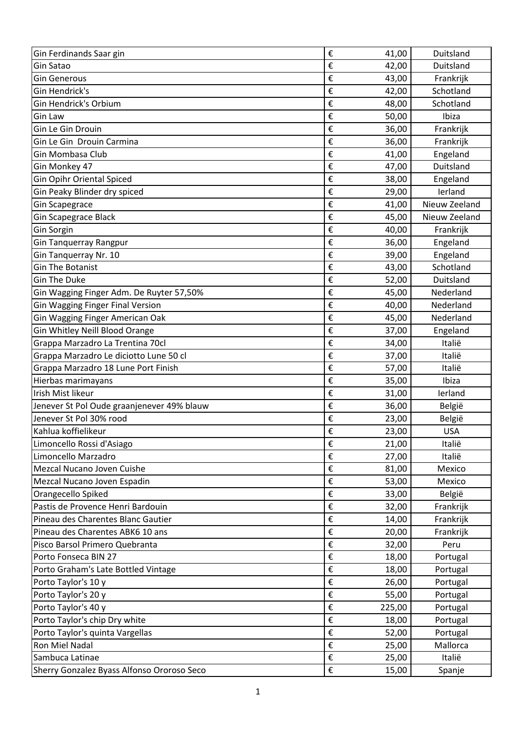| Gin Ferdinands Saar gin | € | 41,00 | Duitsland |
|---|---|---|---|
| Gin Satao | € | 42,00 | Duitsland |
| Gin Generous | € | 43,00 | Frankrijk |
| Gin Hendrick's | € | 42,00 | Schotland |
| Gin Hendrick's Orbium | € | 48,00 | Schotland |
| Gin Law | € | 50,00 | Ibiza |
| Gin Le Gin Drouin | € | 36,00 | Frankrijk |
| Gin Le Gin Drouin Carmina | € | 36,00 | Frankrijk |
| Gin Mombasa Club | € | 41,00 | Engeland |
| Gin Monkey 47 | € | 47,00 | Duitsland |
| Gin Opihr Oriental Spiced | € | 38,00 | Engeland |
| Gin Peaky Blinder dry spiced | € | 29,00 | Ierland |
| Gin Scapegrace | € | 41,00 | Nieuw Zeeland |
| Gin Scapegrace Black | € | 45,00 | Nieuw Zeeland |
| Gin Sorgin | € | 40,00 | Frankrijk |
| Gin Tanquerray Rangpur | € | 36,00 | Engeland |
| Gin Tanquerray Nr. 10 | € | 39,00 | Engeland |
| Gin The Botanist | € | 43,00 | Schotland |
| Gin The Duke | € | 52,00 | Duitsland |
| Gin Wagging Finger Adm. De Ruyter 57,50% | € | 45,00 | Nederland |
| Gin Wagging Finger Final Version | € | 40,00 | Nederland |
| Gin Wagging Finger American Oak | € | 45,00 | Nederland |
| Gin Whitley Neill Blood Orange | € | 37,00 | Engeland |
| Grappa Marzadro La Trentina 70cl | € | 34,00 | Italië |
| Grappa Marzadro Le diciotto Lune 50 cl | € | 37,00 | Italië |
| Grappa Marzadro 18 Lune Port Finish | € | 57,00 | Italië |
| Hierbas marimayans | € | 35,00 | Ibiza |
| Irish Mist likeur | € | 31,00 | Ierland |
| Jenever St Pol Oude graanjenever 49% blauw | € | 36,00 | België |
| Jenever St Pol 30% rood | € | 23,00 | België |
| Kahlua koffielikeur | € | 23,00 | USA |
| Limoncello Rossi d'Asiago | € | 21,00 | Italië |
| Limoncello Marzadro | € | 27,00 | Italië |
| Mezcal Nucano Joven Cuishe | € | 81,00 | Mexico |
| Mezcal Nucano Joven Espadin | € | 53,00 | Mexico |
| Orangecello Spiked | € | 33,00 | België |
| Pastis de Provence Henri Bardouin | € | 32,00 | Frankrijk |
| Pineau des Charentes Blanc Gautier | € | 14,00 | Frankrijk |
| Pineau des Charentes ABK6 10 ans | € | 20,00 | Frankrijk |
| Pisco Barsol Primero Quebranta | € | 32,00 | Peru |
| Porto Fonseca BIN 27 | € | 18,00 | Portugal |
| Porto Graham's Late Bottled Vintage | € | 18,00 | Portugal |
| Porto Taylor's 10 y | € | 26,00 | Portugal |
| Porto Taylor's 20 y | € | 55,00 | Portugal |
| Porto Taylor's 40 y | € | 225,00 | Portugal |
| Porto Taylor's chip Dry white | € | 18,00 | Portugal |
| Porto Taylor's quinta Vargellas | € | 52,00 | Portugal |
| Ron Miel Nadal | € | 25,00 | Mallorca |
| Sambuca Latinae | € | 25,00 | Italië |
| Sherry Gonzalez Byass Alfonso Ororoso Seco | € | 15,00 | Spanje |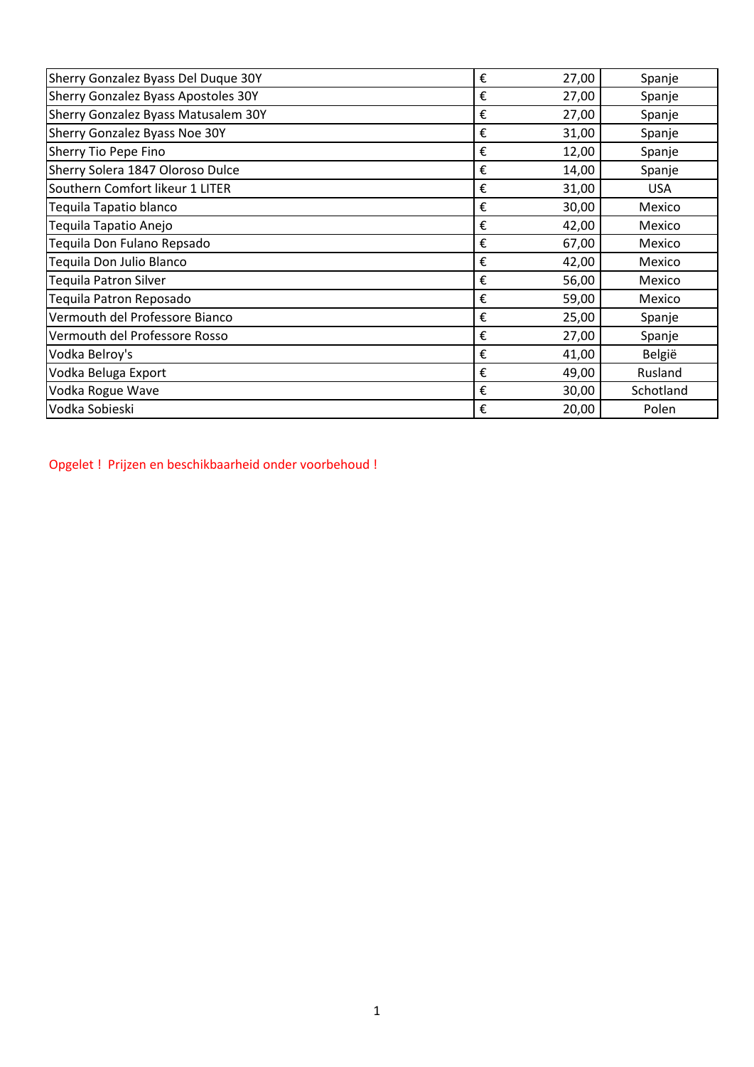| | | | |
|---|---|---|---|
| Sherry Gonzalez Byass Del Duque 30Y | € | 27,00 | Spanje |
| Sherry Gonzalez Byass Apostoles 30Y | € | 27,00 | Spanje |
| Sherry Gonzalez Byass Matusalem 30Y | € | 27,00 | Spanje |
| Sherry Gonzalez Byass Noe 30Y | € | 31,00 | Spanje |
| Sherry Tio Pepe Fino | € | 12,00 | Spanje |
| Sherry Solera 1847 Oloroso Dulce | € | 14,00 | Spanje |
| Southern Comfort likeur 1 LITER | € | 31,00 | USA |
| Tequila Tapatio blanco | € | 30,00 | Mexico |
| Tequila Tapatio Anejo | € | 42,00 | Mexico |
| Tequila Don Fulano Repsado | € | 67,00 | Mexico |
| Tequila Don Julio Blanco | € | 42,00 | Mexico |
| Tequila Patron Silver | € | 56,00 | Mexico |
| Tequila Patron Reposado | € | 59,00 | Mexico |
| Vermouth del Professore Bianco | € | 25,00 | Spanje |
| Vermouth del Professore Rosso | € | 27,00 | Spanje |
| Vodka Belroy's | € | 41,00 | België |
| Vodka Beluga Export | € | 49,00 | Rusland |
| Vodka Rogue Wave | € | 30,00 | Schotland |
| Vodka Sobieski | € | 20,00 | Polen |

Opgelet ! Prijzen en beschikbaarheid onder voorbehoud !